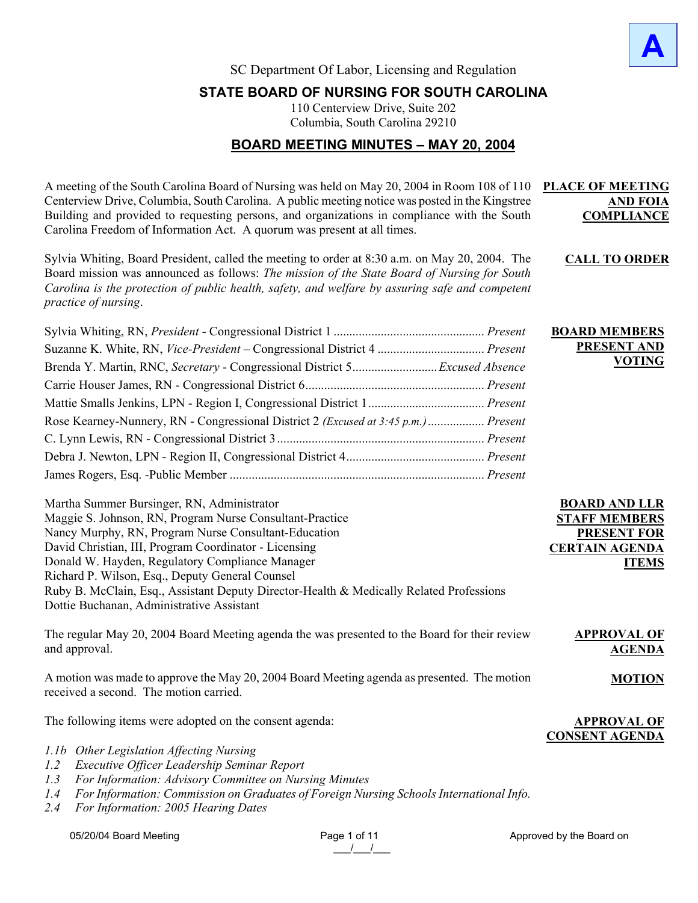A

SC Department Of Labor, Licensing and Regulation

# STATE BOARD OF NURSING FOR SOUTH CAROLINA

110 Centerview Drive, Suite 202
Columbia, South Carolina 29210

## BOARD MEETING MINUTES – MAY 20, 2004

**PLACE OF MEETING AND FOIA COMPLIANCE**

A meeting of the South Carolina Board of Nursing was held on May 20, 2004 in Room 108 of 110 Centerview Drive, Columbia, South Carolina. A public meeting notice was posted in the Kingstree Building and provided to requesting persons, and organizations in compliance with the South Carolina Freedom of Information Act. A quorum was present at all times.

**CALL TO ORDER**

Sylvia Whiting, Board President, called the meeting to order at 8:30 a.m. on May 20, 2004. The Board mission was announced as follows: *The mission of the State Board of Nursing for South Carolina is the protection of public health, safety, and welfare by assuring safe and competent practice of nursing*.

**BOARD MEMBERS PRESENT AND VOTING**

Sylvia Whiting, RN, *President* - Congressional District 1 ................................................ *Present*
Suzanne K. White, RN, *Vice-President* – Congressional District 4 .................................. *Present*
Brenda Y. Martin, RNC, *Secretary* - Congressional District 5........................... *Excused Absence*
Carrie Houser James, RN - Congressional District 6......................................................... *Present*
Mattie Smalls Jenkins, LPN - Region I, Congressional District 1 ..................................... *Present*
Rose Kearney-Nunnery, RN - Congressional District 2 *(Excused at 3:45 p.m.)* .................. *Present*
C. Lynn Lewis, RN - Congressional District 3 .................................................................. *Present*
Debra J. Newton, LPN - Region II, Congressional District 4............................................ *Present*
James Rogers, Esq. -Public Member ................................................................................. *Present*

**BOARD AND LLR STAFF MEMBERS PRESENT FOR CERTAIN AGENDA ITEMS**

Martha Summer Bursinger, RN, Administrator
Maggie S. Johnson, RN, Program Nurse Consultant-Practice
Nancy Murphy, RN, Program Nurse Consultant-Education
David Christian, III, Program Coordinator - Licensing
Donald W. Hayden, Regulatory Compliance Manager
Richard P. Wilson, Esq., Deputy General Counsel
Ruby B. McClain, Esq., Assistant Deputy Director-Health & Medically Related Professions
Dottie Buchanan, Administrative Assistant

**APPROVAL OF AGENDA**

The regular May 20, 2004 Board Meeting agenda the was presented to the Board for their review and approval.

**MOTION**

A motion was made to approve the May 20, 2004 Board Meeting agenda as presented. The motion received a second. The motion carried.

**APPROVAL OF CONSENT AGENDA**

The following items were adopted on the consent agenda:

- *1.1b Other Legislation Affecting Nursing*
- *1.2 Executive Officer Leadership Seminar Report*
- *1.3 For Information: Advisory Committee on Nursing Minutes*
- *1.4 For Information: Commission on Graduates of Foreign Nursing Schools International Info.*
- *2.4 For Information: 2005 Hearing Dates*

05/20/04 Board Meeting — Approved by the Board on \_\_\_/\_\_\_/\_\_\_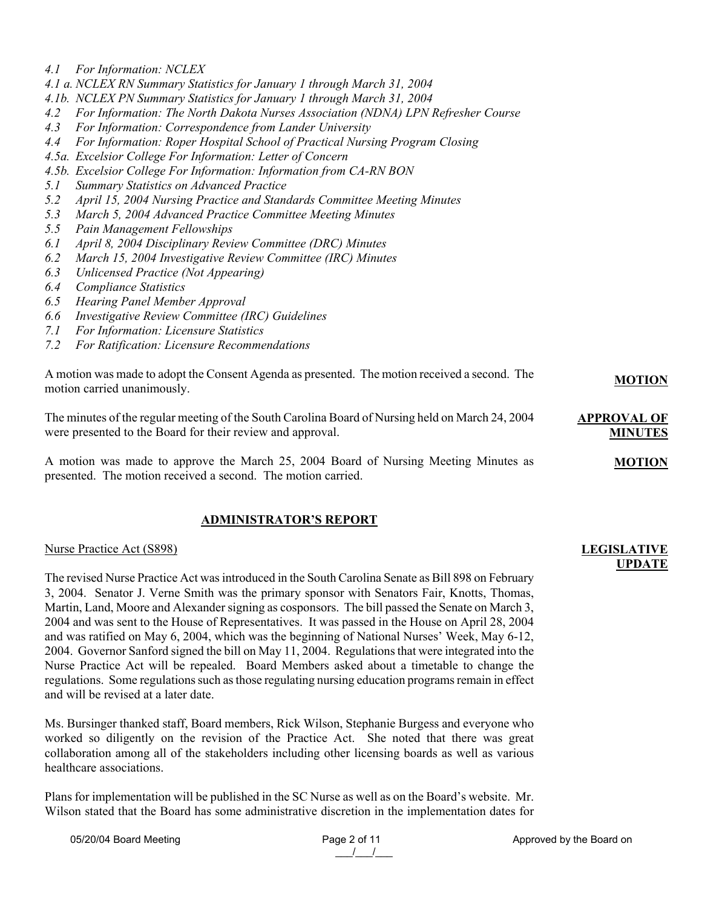*4.1 For Information: NCLEX*
*4.1 a. NCLEX RN Summary Statistics for January 1 through March 31, 2004*
*4.1b. NCLEX PN Summary Statistics for January 1 through March 31, 2004*
*4.2 For Information: The North Dakota Nurses Association (NDNA) LPN Refresher Course*
*4.3 For Information: Correspondence from Lander University*
*4.4 For Information: Roper Hospital School of Practical Nursing Program Closing*
*4.5a. Excelsior College For Information: Letter of Concern*
*4.5b. Excelsior College For Information: Information from CA-RN BON*
*5.1 Summary Statistics on Advanced Practice*
*5.2 April 15, 2004 Nursing Practice and Standards Committee Meeting Minutes*
*5.3 March 5, 2004 Advanced Practice Committee Meeting Minutes*
*5.5 Pain Management Fellowships*
*6.1 April 8, 2004 Disciplinary Review Committee (DRC) Minutes*
*6.2 March 15, 2004 Investigative Review Committee (IRC) Minutes*
*6.3 Unlicensed Practice (Not Appearing)*
*6.4 Compliance Statistics*
*6.5 Hearing Panel Member Approval*
*6.6 Investigative Review Committee (IRC) Guidelines*
*7.1 For Information: Licensure Statistics*
*7.2 For Ratification: Licensure Recommendations*

**MOTION**

A motion was made to adopt the Consent Agenda as presented. The motion received a second. The motion carried unanimously.

**APPROVAL OF MINUTES**

The minutes of the regular meeting of the South Carolina Board of Nursing held on March 24, 2004 were presented to the Board for their review and approval.

**MOTION**

A motion was made to approve the March 25, 2004 Board of Nursing Meeting Minutes as presented. The motion received a second. The motion carried.

## ADMINISTRATOR'S REPORT

**LEGISLATIVE UPDATE**

Nurse Practice Act (S898)

The revised Nurse Practice Act was introduced in the South Carolina Senate as Bill 898 on February 3, 2004. Senator J. Verne Smith was the primary sponsor with Senators Fair, Knotts, Thomas, Martin, Land, Moore and Alexander signing as cosponsors. The bill passed the Senate on March 3, 2004 and was sent to the House of Representatives. It was passed in the House on April 28, 2004 and was ratified on May 6, 2004, which was the beginning of National Nurses' Week, May 6-12, 2004. Governor Sanford signed the bill on May 11, 2004. Regulations that were integrated into the Nurse Practice Act will be repealed. Board Members asked about a timetable to change the regulations. Some regulations such as those regulating nursing education programs remain in effect and will be revised at a later date.

Ms. Bursinger thanked staff, Board members, Rick Wilson, Stephanie Burgess and everyone who worked so diligently on the revision of the Practice Act. She noted that there was great collaboration among all of the stakeholders including other licensing boards as well as various healthcare associations.

Plans for implementation will be published in the SC Nurse as well as on the Board's website. Mr. Wilson stated that the Board has some administrative discretion in the implementation dates for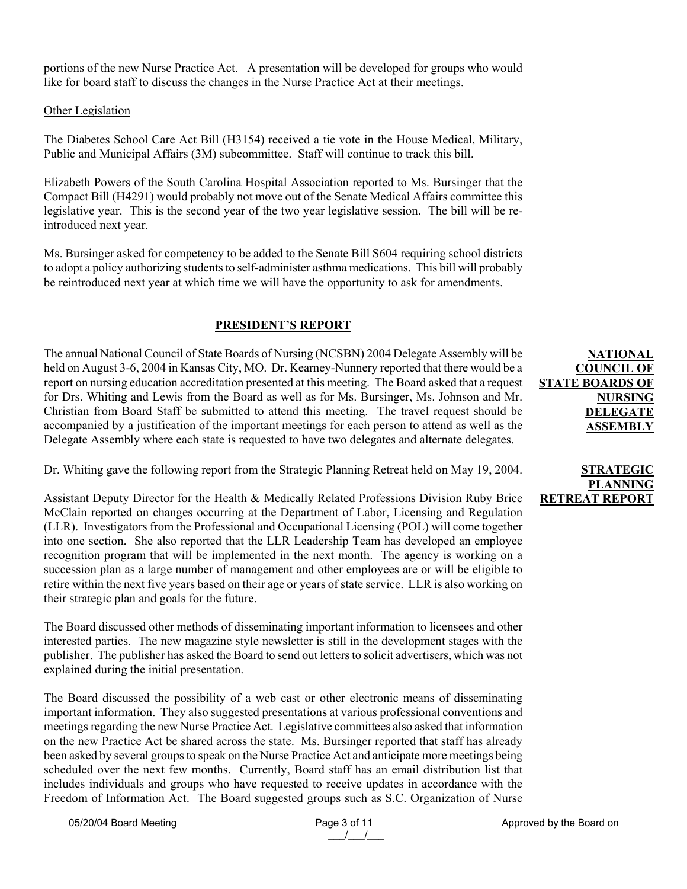portions of the new Nurse Practice Act. A presentation will be developed for groups who would like for board staff to discuss the changes in the Nurse Practice Act at their meetings.

Other Legislation

The Diabetes School Care Act Bill (H3154) received a tie vote in the House Medical, Military, Public and Municipal Affairs (3M) subcommittee. Staff will continue to track this bill.

Elizabeth Powers of the South Carolina Hospital Association reported to Ms. Bursinger that the Compact Bill (H4291) would probably not move out of the Senate Medical Affairs committee this legislative year. This is the second year of the two year legislative session. The bill will be re-introduced next year.

Ms. Bursinger asked for competency to be added to the Senate Bill S604 requiring school districts to adopt a policy authorizing students to self-administer asthma medications. This bill will probably be reintroduced next year at which time we will have the opportunity to ask for amendments.

## PRESIDENT'S REPORT

**NATIONAL COUNCIL OF STATE BOARDS OF NURSING DELEGATE ASSEMBLY**

The annual National Council of State Boards of Nursing (NCSBN) 2004 Delegate Assembly will be held on August 3-6, 2004 in Kansas City, MO. Dr. Kearney-Nunnery reported that there would be a report on nursing education accreditation presented at this meeting. The Board asked that a request for Drs. Whiting and Lewis from the Board as well as for Ms. Bursinger, Ms. Johnson and Mr. Christian from Board Staff be submitted to attend this meeting. The travel request should be accompanied by a justification of the important meetings for each person to attend as well as the Delegate Assembly where each state is requested to have two delegates and alternate delegates.

**STRATEGIC PLANNING RETREAT REPORT**

Dr. Whiting gave the following report from the Strategic Planning Retreat held on May 19, 2004.

Assistant Deputy Director for the Health & Medically Related Professions Division Ruby Brice McClain reported on changes occurring at the Department of Labor, Licensing and Regulation (LLR). Investigators from the Professional and Occupational Licensing (POL) will come together into one section. She also reported that the LLR Leadership Team has developed an employee recognition program that will be implemented in the next month. The agency is working on a succession plan as a large number of management and other employees are or will be eligible to retire within the next five years based on their age or years of state service. LLR is also working on their strategic plan and goals for the future.

The Board discussed other methods of disseminating important information to licensees and other interested parties. The new magazine style newsletter is still in the development stages with the publisher. The publisher has asked the Board to send out letters to solicit advertisers, which was not explained during the initial presentation.

The Board discussed the possibility of a web cast or other electronic means of disseminating important information. They also suggested presentations at various professional conventions and meetings regarding the new Nurse Practice Act. Legislative committees also asked that information on the new Practice Act be shared across the state. Ms. Bursinger reported that staff has already been asked by several groups to speak on the Nurse Practice Act and anticipate more meetings being scheduled over the next few months. Currently, Board staff has an email distribution list that includes individuals and groups who have requested to receive updates in accordance with the Freedom of Information Act. The Board suggested groups such as S.C. Organization of Nurse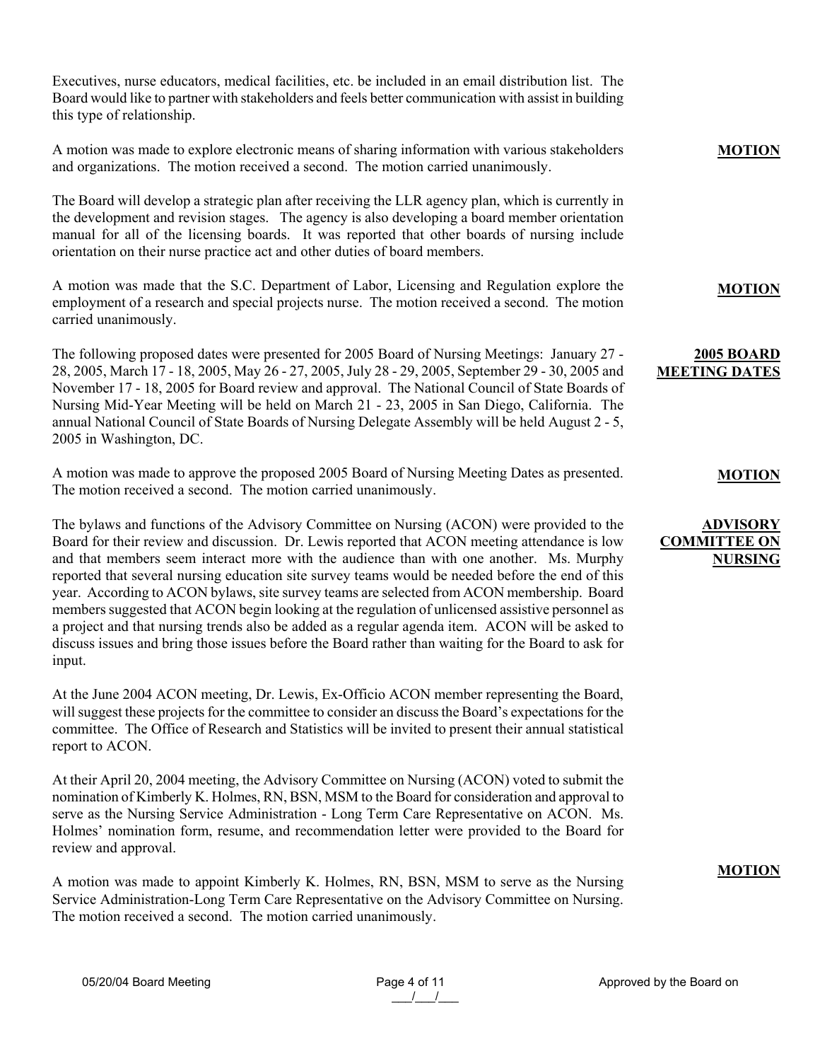Executives, nurse educators, medical facilities, etc. be included in an email distribution list. The Board would like to partner with stakeholders and feels better communication with assist in building this type of relationship.

**MOTION**

A motion was made to explore electronic means of sharing information with various stakeholders and organizations. The motion received a second. The motion carried unanimously.

The Board will develop a strategic plan after receiving the LLR agency plan, which is currently in the development and revision stages. The agency is also developing a board member orientation manual for all of the licensing boards. It was reported that other boards of nursing include orientation on their nurse practice act and other duties of board members.

**MOTION**

A motion was made that the S.C. Department of Labor, Licensing and Regulation explore the employment of a research and special projects nurse. The motion received a second. The motion carried unanimously.

**2005 BOARD MEETING DATES**

The following proposed dates were presented for 2005 Board of Nursing Meetings: January 27 - 28, 2005, March 17 - 18, 2005, May 26 - 27, 2005, July 28 - 29, 2005, September 29 - 30, 2005 and November 17 - 18, 2005 for Board review and approval. The National Council of State Boards of Nursing Mid-Year Meeting will be held on March 21 - 23, 2005 in San Diego, California. The annual National Council of State Boards of Nursing Delegate Assembly will be held August 2 - 5, 2005 in Washington, DC.

**MOTION**

A motion was made to approve the proposed 2005 Board of Nursing Meeting Dates as presented. The motion received a second. The motion carried unanimously.

**ADVISORY COMMITTEE ON NURSING**

The bylaws and functions of the Advisory Committee on Nursing (ACON) were provided to the Board for their review and discussion. Dr. Lewis reported that ACON meeting attendance is low and that members seem interact more with the audience than with one another. Ms. Murphy reported that several nursing education site survey teams would be needed before the end of this year. According to ACON bylaws, site survey teams are selected from ACON membership. Board members suggested that ACON begin looking at the regulation of unlicensed assistive personnel as a project and that nursing trends also be added as a regular agenda item. ACON will be asked to discuss issues and bring those issues before the Board rather than waiting for the Board to ask for input.

At the June 2004 ACON meeting, Dr. Lewis, Ex-Officio ACON member representing the Board, will suggest these projects for the committee to consider an discuss the Board's expectations for the committee. The Office of Research and Statistics will be invited to present their annual statistical report to ACON.

At their April 20, 2004 meeting, the Advisory Committee on Nursing (ACON) voted to submit the nomination of Kimberly K. Holmes, RN, BSN, MSM to the Board for consideration and approval to serve as the Nursing Service Administration - Long Term Care Representative on ACON. Ms. Holmes' nomination form, resume, and recommendation letter were provided to the Board for review and approval.

**MOTION**

A motion was made to appoint Kimberly K. Holmes, RN, BSN, MSM to serve as the Nursing Service Administration-Long Term Care Representative on the Advisory Committee on Nursing. The motion received a second. The motion carried unanimously.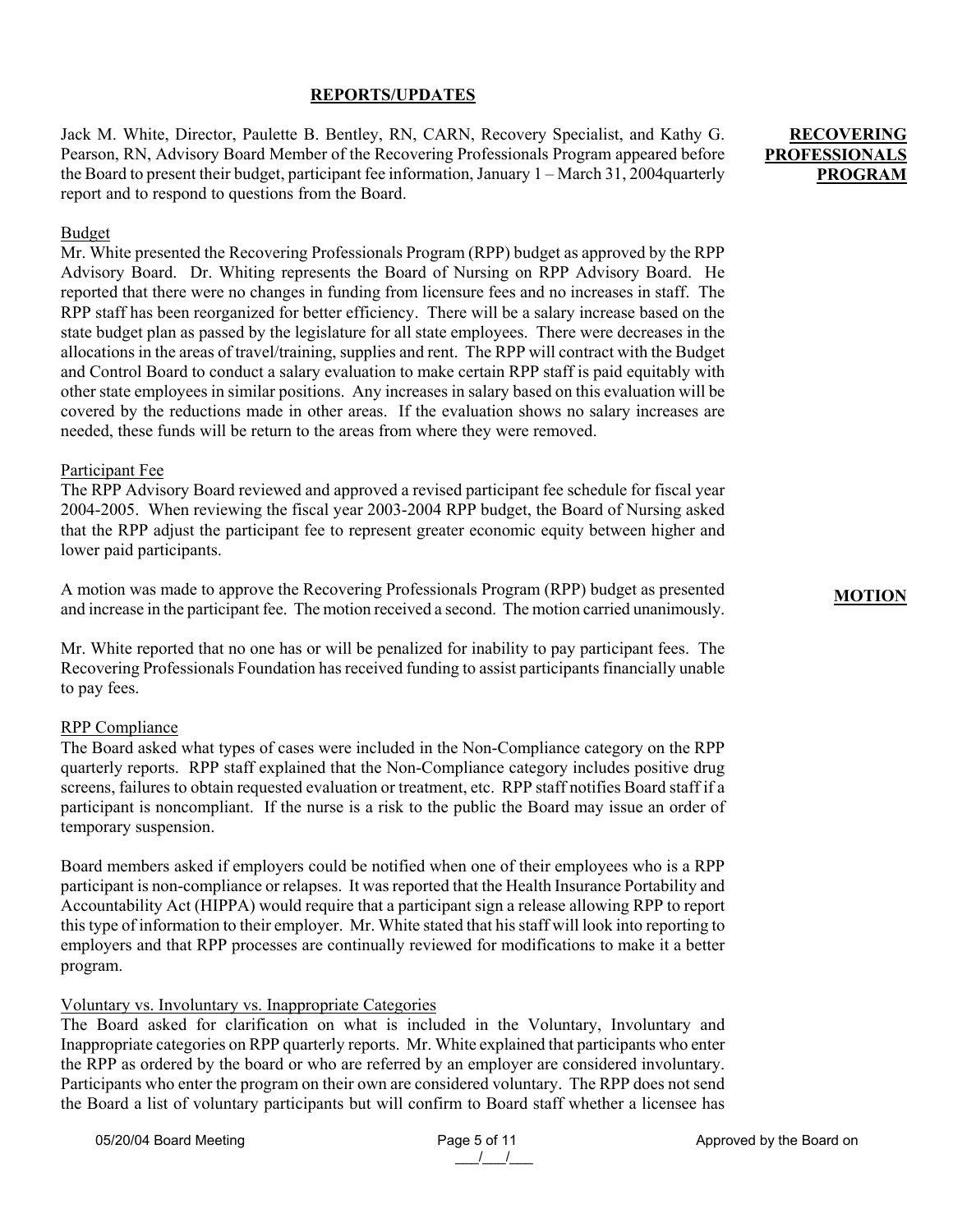## REPORTS/UPDATES

**RECOVERING PROFESSIONALS PROGRAM**

Jack M. White, Director, Paulette B. Bentley, RN, CARN, Recovery Specialist, and Kathy G. Pearson, RN, Advisory Board Member of the Recovering Professionals Program appeared before the Board to present their budget, participant fee information, January 1 – March 31, 2004quarterly report and to respond to questions from the Board.

Budget

Mr. White presented the Recovering Professionals Program (RPP) budget as approved by the RPP Advisory Board. Dr. Whiting represents the Board of Nursing on RPP Advisory Board. He reported that there were no changes in funding from licensure fees and no increases in staff. The RPP staff has been reorganized for better efficiency. There will be a salary increase based on the state budget plan as passed by the legislature for all state employees. There were decreases in the allocations in the areas of travel/training, supplies and rent. The RPP will contract with the Budget and Control Board to conduct a salary evaluation to make certain RPP staff is paid equitably with other state employees in similar positions. Any increases in salary based on this evaluation will be covered by the reductions made in other areas. If the evaluation shows no salary increases are needed, these funds will be return to the areas from where they were removed.

Participant Fee

The RPP Advisory Board reviewed and approved a revised participant fee schedule for fiscal year 2004-2005. When reviewing the fiscal year 2003-2004 RPP budget, the Board of Nursing asked that the RPP adjust the participant fee to represent greater economic equity between higher and lower paid participants.

**MOTION**

A motion was made to approve the Recovering Professionals Program (RPP) budget as presented and increase in the participant fee. The motion received a second. The motion carried unanimously.

Mr. White reported that no one has or will be penalized for inability to pay participant fees. The Recovering Professionals Foundation has received funding to assist participants financially unable to pay fees.

RPP Compliance

The Board asked what types of cases were included in the Non-Compliance category on the RPP quarterly reports. RPP staff explained that the Non-Compliance category includes positive drug screens, failures to obtain requested evaluation or treatment, etc. RPP staff notifies Board staff if a participant is noncompliant. If the nurse is a risk to the public the Board may issue an order of temporary suspension.

Board members asked if employers could be notified when one of their employees who is a RPP participant is non-compliance or relapses. It was reported that the Health Insurance Portability and Accountability Act (HIPPA) would require that a participant sign a release allowing RPP to report this type of information to their employer. Mr. White stated that his staff will look into reporting to employers and that RPP processes are continually reviewed for modifications to make it a better program.

Voluntary vs. Involuntary vs. Inappropriate Categories

The Board asked for clarification on what is included in the Voluntary, Involuntary and Inappropriate categories on RPP quarterly reports. Mr. White explained that participants who enter the RPP as ordered by the board or who are referred by an employer are considered involuntary. Participants who enter the program on their own are considered voluntary. The RPP does not send the Board a list of voluntary participants but will confirm to Board staff whether a licensee has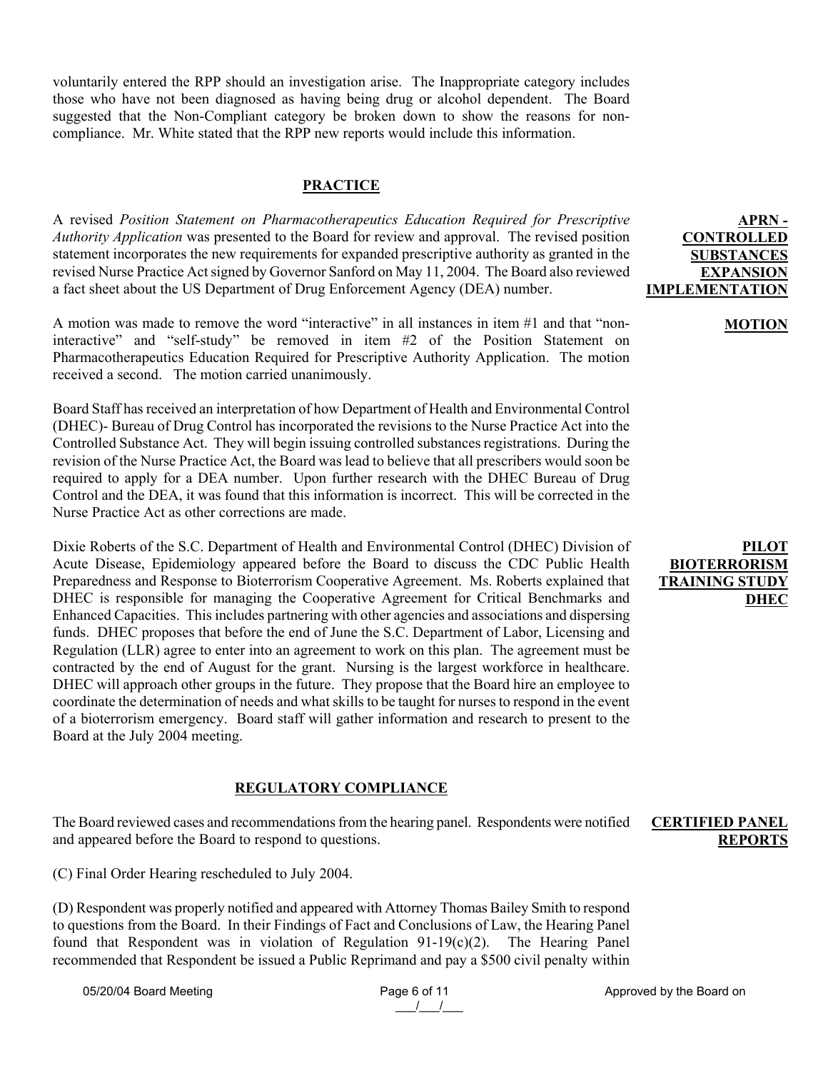voluntarily entered the RPP should an investigation arise. The Inappropriate category includes those who have not been diagnosed as having being drug or alcohol dependent. The Board suggested that the Non-Compliant category be broken down to show the reasons for non-compliance. Mr. White stated that the RPP new reports would include this information.

## PRACTICE

**APRN - CONTROLLED SUBSTANCES EXPANSION IMPLEMENTATION**

A revised *Position Statement on Pharmacotherapeutics Education Required for Prescriptive Authority Application* was presented to the Board for review and approval. The revised position statement incorporates the new requirements for expanded prescriptive authority as granted in the revised Nurse Practice Act signed by Governor Sanford on May 11, 2004. The Board also reviewed a fact sheet about the US Department of Drug Enforcement Agency (DEA) number.

**MOTION**

A motion was made to remove the word "interactive" in all instances in item #1 and that "non-interactive" and "self-study" be removed in item #2 of the Position Statement on Pharmacotherapeutics Education Required for Prescriptive Authority Application. The motion received a second. The motion carried unanimously.

Board Staff has received an interpretation of how Department of Health and Environmental Control (DHEC)- Bureau of Drug Control has incorporated the revisions to the Nurse Practice Act into the Controlled Substance Act. They will begin issuing controlled substances registrations. During the revision of the Nurse Practice Act, the Board was lead to believe that all prescribers would soon be required to apply for a DEA number. Upon further research with the DHEC Bureau of Drug Control and the DEA, it was found that this information is incorrect. This will be corrected in the Nurse Practice Act as other corrections are made.

**PILOT BIOTERRORISM TRAINING STUDY DHEC**

Dixie Roberts of the S.C. Department of Health and Environmental Control (DHEC) Division of Acute Disease, Epidemiology appeared before the Board to discuss the CDC Public Health Preparedness and Response to Bioterrorism Cooperative Agreement. Ms. Roberts explained that DHEC is responsible for managing the Cooperative Agreement for Critical Benchmarks and Enhanced Capacities. This includes partnering with other agencies and associations and dispersing funds. DHEC proposes that before the end of June the S.C. Department of Labor, Licensing and Regulation (LLR) agree to enter into an agreement to work on this plan. The agreement must be contracted by the end of August for the grant. Nursing is the largest workforce in healthcare. DHEC will approach other groups in the future. They propose that the Board hire an employee to coordinate the determination of needs and what skills to be taught for nurses to respond in the event of a bioterrorism emergency. Board staff will gather information and research to present to the Board at the July 2004 meeting.

## REGULATORY COMPLIANCE

**CERTIFIED PANEL REPORTS**

The Board reviewed cases and recommendations from the hearing panel. Respondents were notified and appeared before the Board to respond to questions.

(C) Final Order Hearing rescheduled to July 2004.

(D) Respondent was properly notified and appeared with Attorney Thomas Bailey Smith to respond to questions from the Board. In their Findings of Fact and Conclusions of Law, the Hearing Panel found that Respondent was in violation of Regulation 91-19(c)(2). The Hearing Panel recommended that Respondent be issued a Public Reprimand and pay a $500 civil penalty within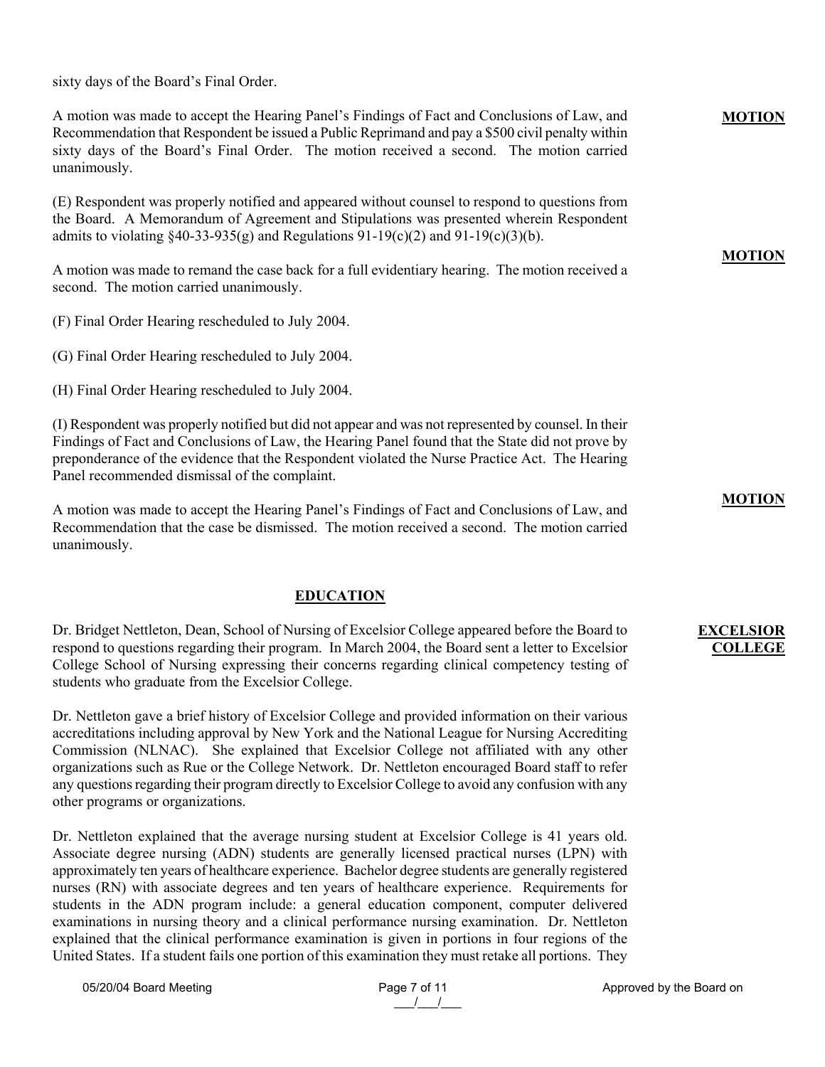sixty days of the Board's Final Order.

**MOTION**

A motion was made to accept the Hearing Panel's Findings of Fact and Conclusions of Law, and Recommendation that Respondent be issued a Public Reprimand and pay a $500 civil penalty within sixty days of the Board's Final Order. The motion received a second. The motion carried unanimously.

(E) Respondent was properly notified and appeared without counsel to respond to questions from the Board. A Memorandum of Agreement and Stipulations was presented wherein Respondent admits to violating §40-33-935(g) and Regulations 91-19(c)(2) and 91-19(c)(3)(b).

**MOTION**

A motion was made to remand the case back for a full evidentiary hearing. The motion received a second. The motion carried unanimously.

(F) Final Order Hearing rescheduled to July 2004.

(G) Final Order Hearing rescheduled to July 2004.

(H) Final Order Hearing rescheduled to July 2004.

(I) Respondent was properly notified but did not appear and was not represented by counsel. In their Findings of Fact and Conclusions of Law, the Hearing Panel found that the State did not prove by preponderance of the evidence that the Respondent violated the Nurse Practice Act. The Hearing Panel recommended dismissal of the complaint.

**MOTION**

A motion was made to accept the Hearing Panel's Findings of Fact and Conclusions of Law, and Recommendation that the case be dismissed. The motion received a second. The motion carried unanimously.

## EDUCATION

**EXCELSIOR COLLEGE**

Dr. Bridget Nettleton, Dean, School of Nursing of Excelsior College appeared before the Board to respond to questions regarding their program. In March 2004, the Board sent a letter to Excelsior College School of Nursing expressing their concerns regarding clinical competency testing of students who graduate from the Excelsior College.

Dr. Nettleton gave a brief history of Excelsior College and provided information on their various accreditations including approval by New York and the National League for Nursing Accrediting Commission (NLNAC). She explained that Excelsior College not affiliated with any other organizations such as Rue or the College Network. Dr. Nettleton encouraged Board staff to refer any questions regarding their program directly to Excelsior College to avoid any confusion with any other programs or organizations.

Dr. Nettleton explained that the average nursing student at Excelsior College is 41 years old. Associate degree nursing (ADN) students are generally licensed practical nurses (LPN) with approximately ten years of healthcare experience. Bachelor degree students are generally registered nurses (RN) with associate degrees and ten years of healthcare experience. Requirements for students in the ADN program include: a general education component, computer delivered examinations in nursing theory and a clinical performance nursing examination. Dr. Nettleton explained that the clinical performance examination is given in portions in four regions of the United States. If a student fails one portion of this examination they must retake all portions. They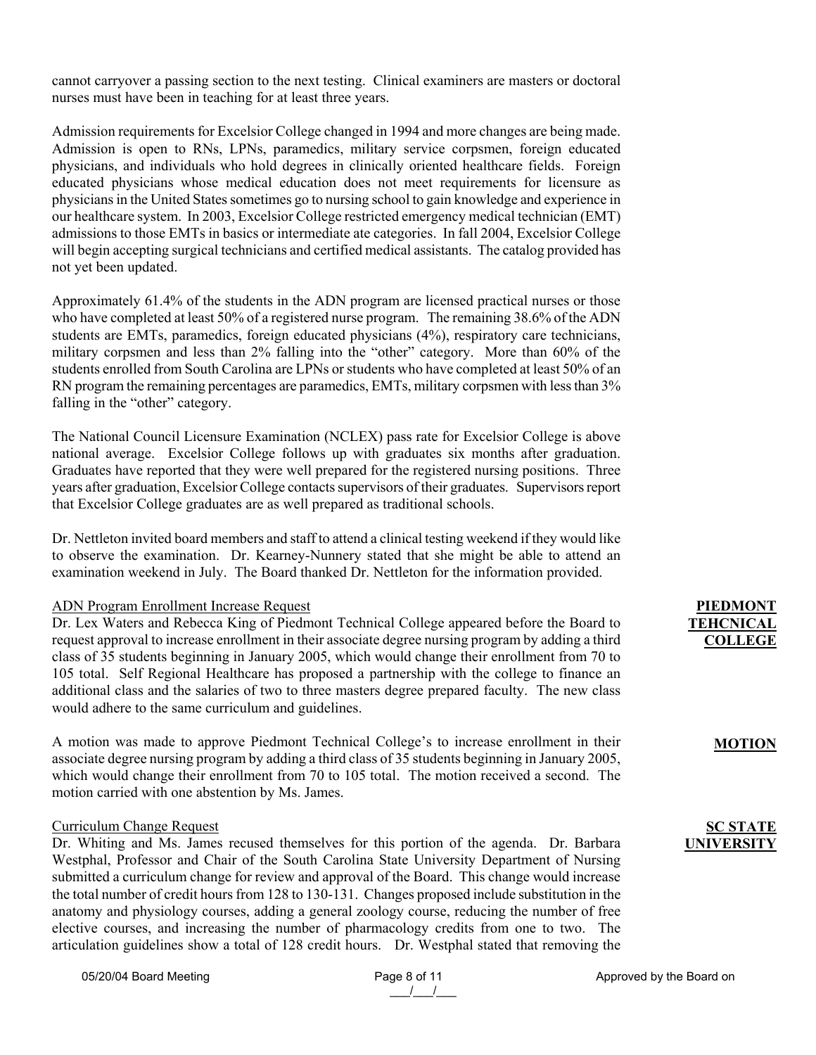cannot carryover a passing section to the next testing. Clinical examiners are masters or doctoral nurses must have been in teaching for at least three years.

Admission requirements for Excelsior College changed in 1994 and more changes are being made. Admission is open to RNs, LPNs, paramedics, military service corpsmen, foreign educated physicians, and individuals who hold degrees in clinically oriented healthcare fields. Foreign educated physicians whose medical education does not meet requirements for licensure as physicians in the United States sometimes go to nursing school to gain knowledge and experience in our healthcare system. In 2003, Excelsior College restricted emergency medical technician (EMT) admissions to those EMTs in basics or intermediate ate categories. In fall 2004, Excelsior College will begin accepting surgical technicians and certified medical assistants. The catalog provided has not yet been updated.

Approximately 61.4% of the students in the ADN program are licensed practical nurses or those who have completed at least 50% of a registered nurse program. The remaining 38.6% of the ADN students are EMTs, paramedics, foreign educated physicians (4%), respiratory care technicians, military corpsmen and less than 2% falling into the "other" category. More than 60% of the students enrolled from South Carolina are LPNs or students who have completed at least 50% of an RN program the remaining percentages are paramedics, EMTs, military corpsmen with less than 3% falling in the "other" category.

The National Council Licensure Examination (NCLEX) pass rate for Excelsior College is above national average. Excelsior College follows up with graduates six months after graduation. Graduates have reported that they were well prepared for the registered nursing positions. Three years after graduation, Excelsior College contacts supervisors of their graduates. Supervisors report that Excelsior College graduates are as well prepared as traditional schools.

Dr. Nettleton invited board members and staff to attend a clinical testing weekend if they would like to observe the examination. Dr. Kearney-Nunnery stated that she might be able to attend an examination weekend in July. The Board thanked Dr. Nettleton for the information provided.

**PIEDMONT TEHCNICAL COLLEGE**

ADN Program Enrollment Increase Request

Dr. Lex Waters and Rebecca King of Piedmont Technical College appeared before the Board to request approval to increase enrollment in their associate degree nursing program by adding a third class of 35 students beginning in January 2005, which would change their enrollment from 70 to 105 total. Self Regional Healthcare has proposed a partnership with the college to finance an additional class and the salaries of two to three masters degree prepared faculty. The new class would adhere to the same curriculum and guidelines.

**MOTION**

A motion was made to approve Piedmont Technical College's to increase enrollment in their associate degree nursing program by adding a third class of 35 students beginning in January 2005, which would change their enrollment from 70 to 105 total. The motion received a second. The motion carried with one abstention by Ms. James.

**SC STATE UNIVERSITY**

Curriculum Change Request

Dr. Whiting and Ms. James recused themselves for this portion of the agenda. Dr. Barbara Westphal, Professor and Chair of the South Carolina State University Department of Nursing submitted a curriculum change for review and approval of the Board. This change would increase the total number of credit hours from 128 to 130-131. Changes proposed include substitution in the anatomy and physiology courses, adding a general zoology course, reducing the number of free elective courses, and increasing the number of pharmacology credits from one to two. The articulation guidelines show a total of 128 credit hours. Dr. Westphal stated that removing the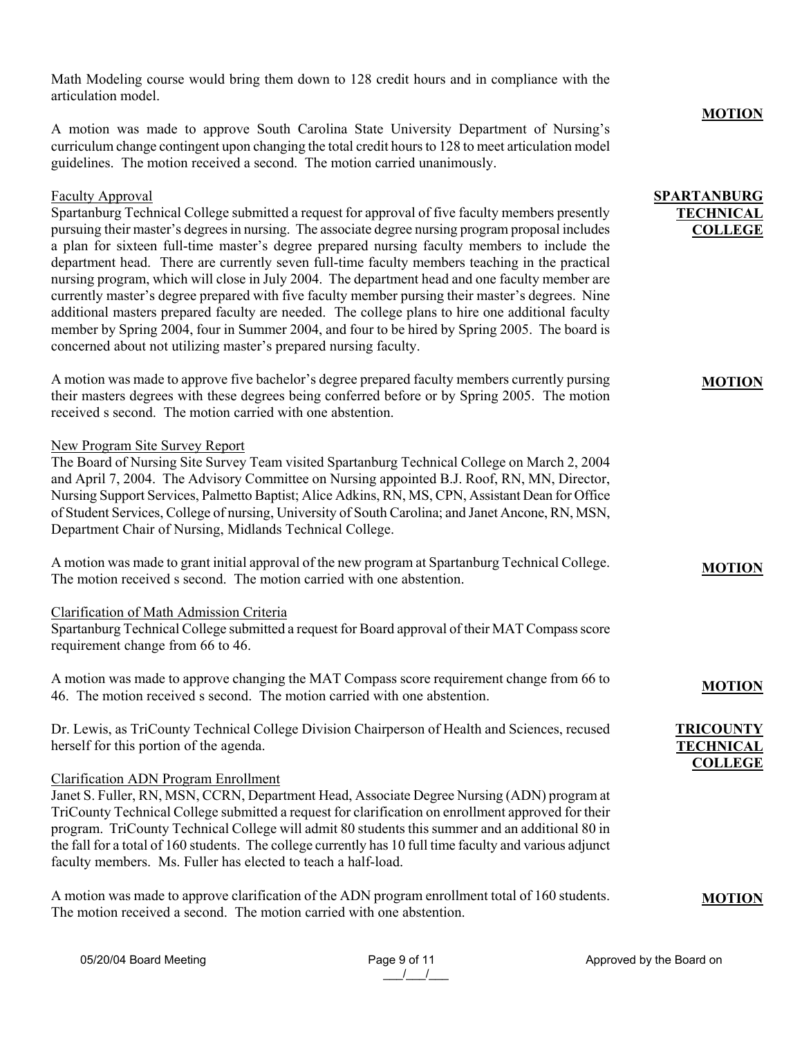Math Modeling course would bring them down to 128 credit hours and in compliance with the articulation model.

**MOTION**

A motion was made to approve South Carolina State University Department of Nursing's curriculum change contingent upon changing the total credit hours to 128 to meet articulation model guidelines. The motion received a second. The motion carried unanimously.

**SPARTANBURG TECHNICAL COLLEGE**

Faculty Approval
Spartanburg Technical College submitted a request for approval of five faculty members presently pursuing their master's degrees in nursing. The associate degree nursing program proposal includes a plan for sixteen full-time master's degree prepared nursing faculty members to include the department head. There are currently seven full-time faculty members teaching in the practical nursing program, which will close in July 2004. The department head and one faculty member are currently master's degree prepared with five faculty member pursuing their master's degrees. Nine additional masters prepared faculty are needed. The college plans to hire one additional faculty member by Spring 2004, four in Summer 2004, and four to be hired by Spring 2005. The board is concerned about not utilizing master's prepared nursing faculty.

**MOTION**

A motion was made to approve five bachelor's degree prepared faculty members currently pursing their masters degrees with these degrees being conferred before or by Spring 2005. The motion received s second. The motion carried with one abstention.

New Program Site Survey Report
The Board of Nursing Site Survey Team visited Spartanburg Technical College on March 2, 2004 and April 7, 2004. The Advisory Committee on Nursing appointed B.J. Roof, RN, MN, Director, Nursing Support Services, Palmetto Baptist; Alice Adkins, RN, MS, CPN, Assistant Dean for Office of Student Services, College of nursing, University of South Carolina; and Janet Ancone, RN, MSN, Department Chair of Nursing, Midlands Technical College.

**MOTION**

A motion was made to grant initial approval of the new program at Spartanburg Technical College. The motion received s second. The motion carried with one abstention.

Clarification of Math Admission Criteria
Spartanburg Technical College submitted a request for Board approval of their MAT Compass score requirement change from 66 to 46.

**MOTION**

A motion was made to approve changing the MAT Compass score requirement change from 66 to 46. The motion received s second. The motion carried with one abstention.

**TRICOUNTY TECHNICAL COLLEGE**

Dr. Lewis, as TriCounty Technical College Division Chairperson of Health and Sciences, recused herself for this portion of the agenda.

Clarification ADN Program Enrollment
Janet S. Fuller, RN, MSN, CCRN, Department Head, Associate Degree Nursing (ADN) program at TriCounty Technical College submitted a request for clarification on enrollment approved for their program. TriCounty Technical College will admit 80 students this summer and an additional 80 in the fall for a total of 160 students. The college currently has 10 full time faculty and various adjunct faculty members. Ms. Fuller has elected to teach a half-load.

**MOTION**

A motion was made to approve clarification of the ADN program enrollment total of 160 students. The motion received a second. The motion carried with one abstention.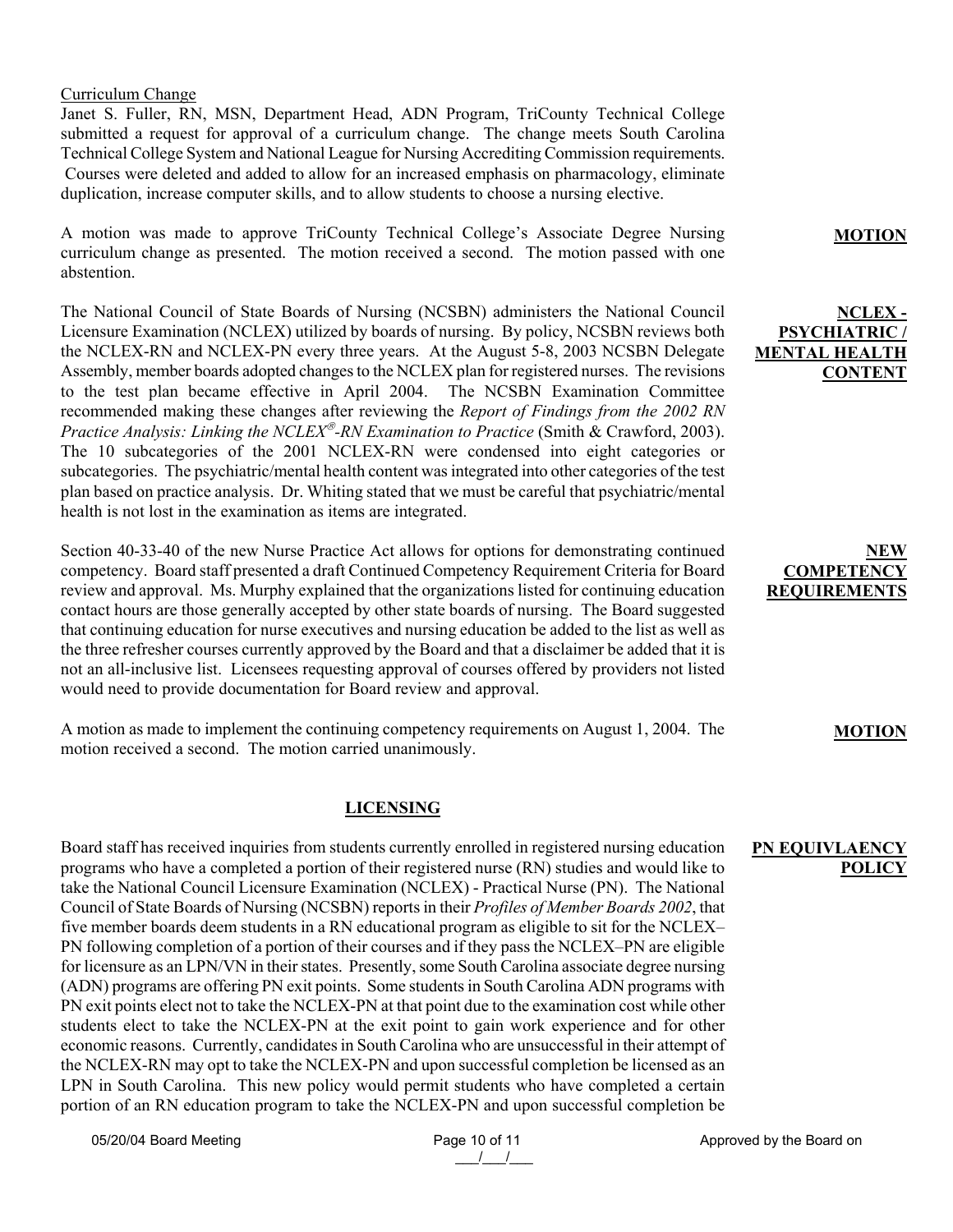Curriculum Change

Janet S. Fuller, RN, MSN, Department Head, ADN Program, TriCounty Technical College submitted a request for approval of a curriculum change. The change meets South Carolina Technical College System and National League for Nursing Accrediting Commission requirements. Courses were deleted and added to allow for an increased emphasis on pharmacology, eliminate duplication, increase computer skills, and to allow students to choose a nursing elective.

**MOTION**

A motion was made to approve TriCounty Technical College's Associate Degree Nursing curriculum change as presented. The motion received a second. The motion passed with one abstention.

**NCLEX - PSYCHIATRIC / MENTAL HEALTH CONTENT**

The National Council of State Boards of Nursing (NCSBN) administers the National Council Licensure Examination (NCLEX) utilized by boards of nursing. By policy, NCSBN reviews both the NCLEX-RN and NCLEX-PN every three years. At the August 5-8, 2003 NCSBN Delegate Assembly, member boards adopted changes to the NCLEX plan for registered nurses. The revisions to the test plan became effective in April 2004. The NCSBN Examination Committee recommended making these changes after reviewing the *Report of Findings from the 2002 RN Practice Analysis: Linking the NCLEX®-RN Examination to Practice* (Smith & Crawford, 2003). The 10 subcategories of the 2001 NCLEX-RN were condensed into eight categories or subcategories. The psychiatric/mental health content was integrated into other categories of the test plan based on practice analysis. Dr. Whiting stated that we must be careful that psychiatric/mental health is not lost in the examination as items are integrated.

**NEW COMPETENCY REQUIREMENTS**

Section 40-33-40 of the new Nurse Practice Act allows for options for demonstrating continued competency. Board staff presented a draft Continued Competency Requirement Criteria for Board review and approval. Ms. Murphy explained that the organizations listed for continuing education contact hours are those generally accepted by other state boards of nursing. The Board suggested that continuing education for nurse executives and nursing education be added to the list as well as the three refresher courses currently approved by the Board and that a disclaimer be added that it is not an all-inclusive list. Licensees requesting approval of courses offered by providers not listed would need to provide documentation for Board review and approval.

**MOTION**

A motion as made to implement the continuing competency requirements on August 1, 2004. The motion received a second. The motion carried unanimously.

## LICENSING

**PN EQUIVLAENCY POLICY**

Board staff has received inquiries from students currently enrolled in registered nursing education programs who have a completed a portion of their registered nurse (RN) studies and would like to take the National Council Licensure Examination (NCLEX) - Practical Nurse (PN). The National Council of State Boards of Nursing (NCSBN) reports in their *Profiles of Member Boards 2002*, that five member boards deem students in a RN educational program as eligible to sit for the NCLEX–PN following completion of a portion of their courses and if they pass the NCLEX–PN are eligible for licensure as an LPN/VN in their states. Presently, some South Carolina associate degree nursing (ADN) programs are offering PN exit points. Some students in South Carolina ADN programs with PN exit points elect not to take the NCLEX-PN at that point due to the examination cost while other students elect to take the NCLEX-PN at the exit point to gain work experience and for other economic reasons. Currently, candidates in South Carolina who are unsuccessful in their attempt of the NCLEX-RN may opt to take the NCLEX-PN and upon successful completion be licensed as an LPN in South Carolina. This new policy would permit students who have completed a certain portion of an RN education program to take the NCLEX-PN and upon successful completion be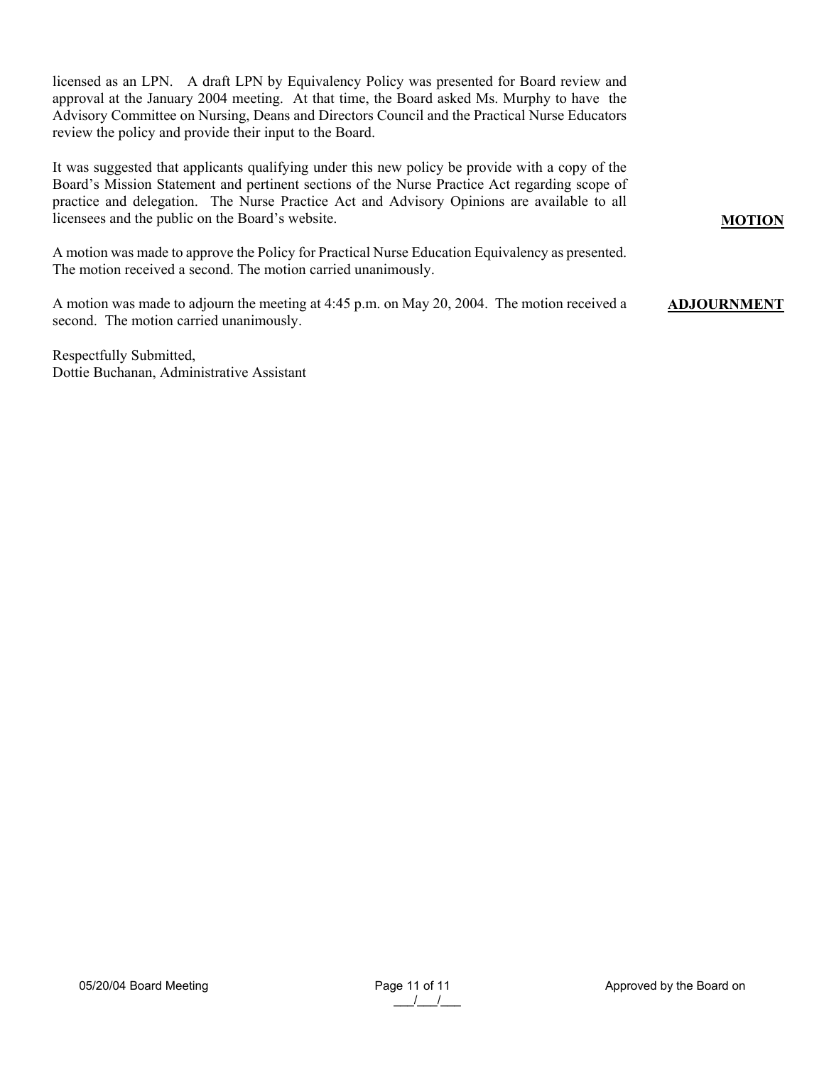licensed as an LPN. A draft LPN by Equivalency Policy was presented for Board review and approval at the January 2004 meeting. At that time, the Board asked Ms. Murphy to have the Advisory Committee on Nursing, Deans and Directors Council and the Practical Nurse Educators review the policy and provide their input to the Board.

It was suggested that applicants qualifying under this new policy be provide with a copy of the Board's Mission Statement and pertinent sections of the Nurse Practice Act regarding scope of practice and delegation. The Nurse Practice Act and Advisory Opinions are available to all licensees and the public on the Board's website.

**MOTION**

A motion was made to approve the Policy for Practical Nurse Education Equivalency as presented. The motion received a second. The motion carried unanimously.

**ADJOURNMENT**

A motion was made to adjourn the meeting at 4:45 p.m. on May 20, 2004. The motion received a second. The motion carried unanimously.

Respectfully Submitted,
Dottie Buchanan, Administrative Assistant